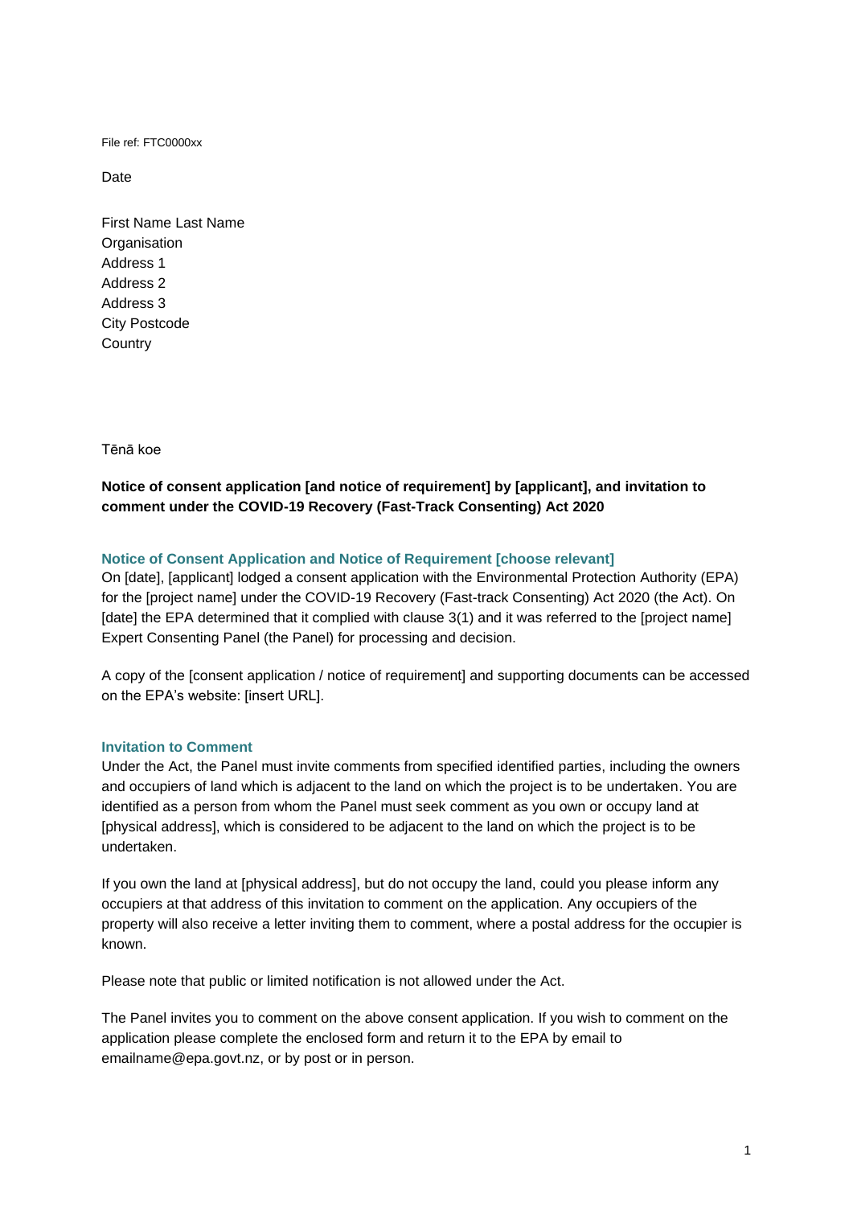File ref: FTC0000xx

Date

First Name Last Name
Organisation
Address 1
Address 2
Address 3
City Postcode
Country

Tēnā koe

**Notice of consent application [and notice of requirement] by [applicant], and invitation to comment under the COVID-19 Recovery (Fast-Track Consenting) Act 2020**

### Notice of Consent Application and Notice of Requirement [choose relevant]

On [date], [applicant] lodged a consent application with the Environmental Protection Authority (EPA) for the [project name] under the COVID-19 Recovery (Fast-track Consenting) Act 2020 (the Act). On [date] the EPA determined that it complied with clause 3(1) and it was referred to the [project name] Expert Consenting Panel (the Panel) for processing and decision.

A copy of the [consent application / notice of requirement] and supporting documents can be accessed on the EPA's website: [insert URL].

### Invitation to Comment

Under the Act, the Panel must invite comments from specified identified parties, including the owners and occupiers of land which is adjacent to the land on which the project is to be undertaken. You are identified as a person from whom the Panel must seek comment as you own or occupy land at [physical address], which is considered to be adjacent to the land on which the project is to be undertaken.

If you own the land at [physical address], but do not occupy the land, could you please inform any occupiers at that address of this invitation to comment on the application. Any occupiers of the property will also receive a letter inviting them to comment, where a postal address for the occupier is known.

Please note that public or limited notification is not allowed under the Act.

The Panel invites you to comment on the above consent application. If you wish to comment on the application please complete the enclosed form and return it to the EPA by email to emailname@epa.govt.nz, or by post or in person.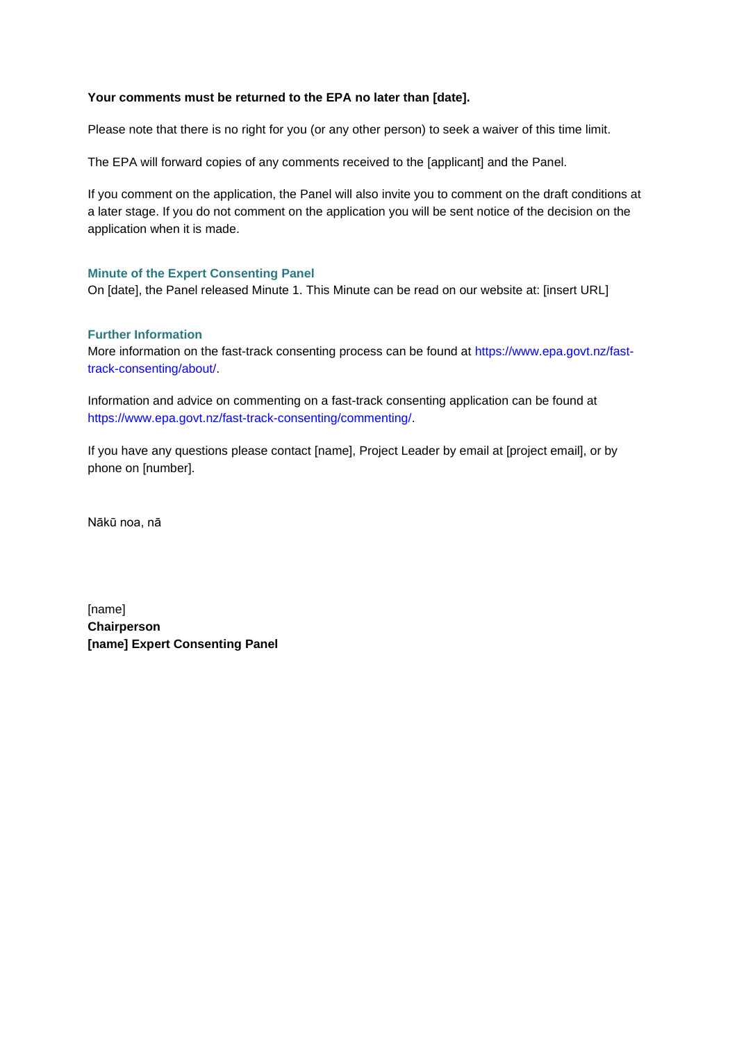**Your comments must be returned to the EPA no later than [date].**

Please note that there is no right for you (or any other person) to seek a waiver of this time limit.

The EPA will forward copies of any comments received to the [applicant] and the Panel.

If you comment on the application, the Panel will also invite you to comment on the draft conditions at a later stage. If you do not comment on the application you will be sent notice of the decision on the application when it is made.

### Minute of the Expert Consenting Panel

On [date], the Panel released Minute 1. This Minute can be read on our website at: [insert URL]

### Further Information

More information on the fast-track consenting process can be found at https://www.epa.govt.nz/fast-track-consenting/about/.

Information and advice on commenting on a fast-track consenting application can be found at https://www.epa.govt.nz/fast-track-consenting/commenting/.

If you have any questions please contact [name], Project Leader by email at [project email], or by phone on [number].

Nākū noa, nā

[name]
**Chairperson**
**[name] Expert Consenting Panel**